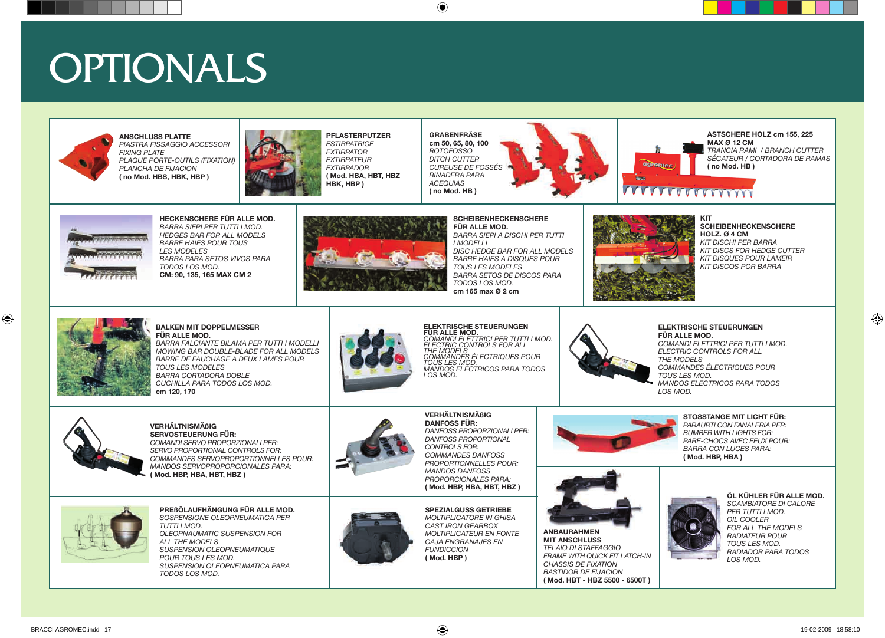# OPTIONALS

**ANSCHLUSS PLATTE**
*PIASTRA FISSAGGIO ACCESSORI*
*FIXING PLATE*
*PLAQUE PORTE-OUTILS (FIXATION)*
*PLANCHA DE FIJACION*
**( no Mod. HBS, HBK, HBP )**

**PFLASTERPUTZER**
*ESTIRPATRICE*
*EXTIRPATOR*
*EXTIRPATEUR*
*EXTIRPADOR*
**( Mod. HBA, HBT, HBZ HBK, HBP )**

**GRABENFRÄSE**
**cm 50, 65, 80, 100**
*ROTOFOSSO*
*DITCH CUTTER*
*CUREUSE DE FOSSÉS*
*BINADERA PARA ACEQUIAS*
**( no Mod. HB )**

**ASTSCHERE HOLZ cm 155, 225**
**MAX Ø 12 CM**
*TRANCIA RAMI / BRANCH CUTTER*
*SÉCATEUR / CORTADORA DE RAMAS*
**( no Mod. HB )**

**HECKENSCHERE FÜR ALLE MOD.**
*BARRA SIEPI PER TUTTI I MOD.*
*HEDGES BAR FOR ALL MODELS*
*BARRE HAIES POUR TOUS LES MODELES*
*BARRA PARA SETOS VIVOS PARA TODOS LOS MOD.*
**CM: 90, 135, 165 MAX CM 2**

**SCHEIBENHECKENSCHERE FÜR ALLE MOD.**
*BARRA SIEPI A DISCHI PER TUTTI I MODELLI*
*DISC HEDGE BAR FOR ALL MODELS*
*BARRE HAIES A DISQUES POUR TOUS LES MODELES*
*BARRA SETOS DE DISCOS PARA TODOS LOS MOD.*
**cm 165 max Ø 2 cm**

**KIT SCHEIBENHECKENSCHERE HOLZ. Ø 4 CM**
*KIT DISCHI PER BARRA*
*KIT DISCS FOR HEDGE CUTTER*
*KIT DISQUES POUR LAMEIR*
*KIT DISCOS POR BARRA*

**BALKEN MIT DOPPELMESSER FÜR ALLE MOD.**
*BARRA FALCIANTE BILAMA PER TUTTI I MODELLI*
*MOWING BAR DOUBLE-BLADE FOR ALL MODELS*
*BARRE DE FAUCHAGE A DEUX LAMES POUR TOUS LES MODELES*
*BARRA CORTADORA DOBLE CUCHILLA PARA TODOS LOS MOD.*
**cm 120, 170**

**ELEKTRISCHE STEUERUNGEN FÜR ALLE MOD.**
*COMANDI ELETTRICI PER TUTTI I MOD.*
*ELECTRIC CONTROLS FOR ALL THE MODELS*
*COMMANDES ÉLECTRIQUES POUR TOUS LES MOD.*
*MANDOS ELECTRICOS PARA TODOS LOS MOD.*

**ELEKTRISCHE STEUERUNGEN FÜR ALLE MOD.**
*COMANDI ELETTRICI PER TUTTI I MOD.*
*ELECTRIC CONTROLS FOR ALL THE MODELS*
*COMMANDES ÉLECTRIQUES POUR TOUS LES MOD.*
*MANDOS ELECTRICOS PARA TODOS LOS MOD.*

**VERHÄLTNISMÄßIG SERVOSTEUERUNG FÜR:**
*COMANDI SERVO PROPORZIONALI PER:*
*SERVO PROPORTIONAL CONTROLS FOR:*
*COMMANDES SERVOPROPORTIONNELLES POUR:*
*MANDOS SERVOPROPORCIONALES PARA:*
**( Mod. HBP, HBA, HBT, HBZ )**

**VERHÄLTNISMÄßIG DANFOSS FÜR:**
*DANFOSS PROPORZIONALI PER:*
*DANFOSS PROPORTIONAL CONTROLS FOR:*
*COMMANDES DANFOSS PROPORTIONNELLES POUR:*
*MANDOS DANFOSS PROPORCIONALES PARA:*
**( Mod. HBP, HBA, HBT, HBZ )**

**STOSSTANGE MIT LICHT FÜR:**
*PARAURTI CON FANALERIA PER:*
*BUMBER WITH LIGHTS FOR:*
*PARE-CHOCS AVEC FEUX POUR:*
*BARRA CON LUCES PARA:*
**( Mod. HBP, HBA )**

**PREßÖLAUFHÄNGUNG FÜR ALLE MOD.**
*SOSPENSIONE OLEOPNEUMATICA PER TUTTI I MOD.*
*OLEOPNAUMATIC SUSPENSION FOR ALL THE MODELS*
*SUSPENSION OLEOPNEUMATIQUE POUR TOUS LES MOD.*
*SUSPENSION OLEOPNEUMATICA PARA TODOS LOS MOD.*

**SPEZIALGUSS GETRIEBE**
*MOLTIPLICATORE IN GHISA*
*CAST IRON GEARBOX*
*MOLTIPLICATEUR EN FONTE*
*CAJA ENGRANAJES EN FUNDICCION*
**( Mod. HBP )**

**ANBAURAHMEN MIT ANSCHLUSS**
*TELAIO DI STAFFAGGIO*
*FRAME WITH QUICK FIT LATCH-IN*
*CHASSIS DE FIXATION*
*BASTIDOR DE FIJACION*
**( Mod. HBT - HBZ 5500 - 6500T )**

**ÖL KÜHLER FÜR ALLE MOD.**
*SCAMBIATORE DI CALORE PER TUTTI I MOD.*
*OIL COOLER FOR ALL THE MODELS*
*RADIATEUR POUR TOUS LES MOD.*
*RADIADOR PARA TODOS LOS MOD.*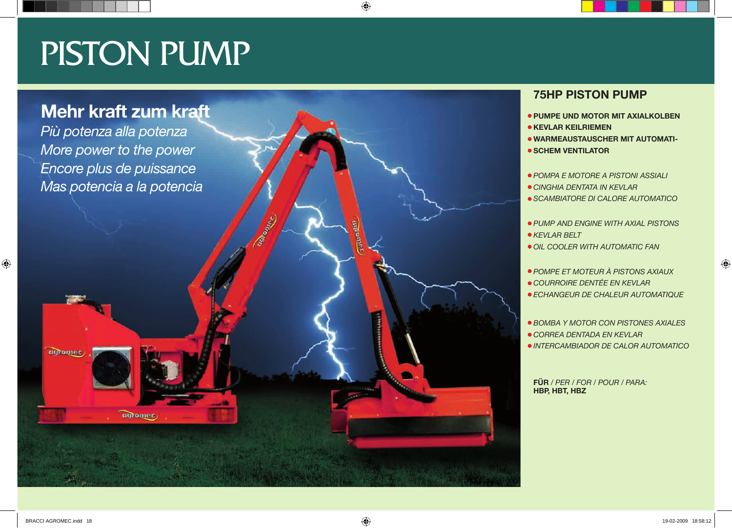# PISTON PUMP

**Mehr kraft zum kraft**

*Più potenza alla potenza*

*More power to the power*

*Encore plus de puissance*

*Mas potencia a la potencia*

## 75HP PISTON PUMP

- **PUMPE UND MOTOR MIT AXIALKOLBEN**
- **KEVLAR KEILRIEMEN**
- **WARMEAUSTAUSCHER MIT AUTOMATI-**
- **SCHEM VENTILATOR**

- *POMPA E MOTORE A PISTONI ASSIALI*
- *CINGHIA DENTATA IN KEVLAR*
- *SCAMBIATORE DI CALORE AUTOMATICO*

- *PUMP AND ENGINE WITH AXIAL PISTONS*
- *KEVLAR BELT*
- *OIL COOLER WITH AUTOMATIC FAN*

- *POMPE ET MOTEUR À PISTONS AXIAUX*
- *COURROIRE DENTÉE EN KEVLAR*
- *ECHANGEUR DE CHALEUR AUTOMATIQUE*

- *BOMBA Y MOTOR CON PISTONES AXIALES*
- *CORREA DENTADA EN KEVLAR*
- *INTERCAMBIADOR DE CALOR AUTOMATICO*

**FÜR** / *PER / FOR / POUR / PARA:*
**HBP, HBT, HBZ**